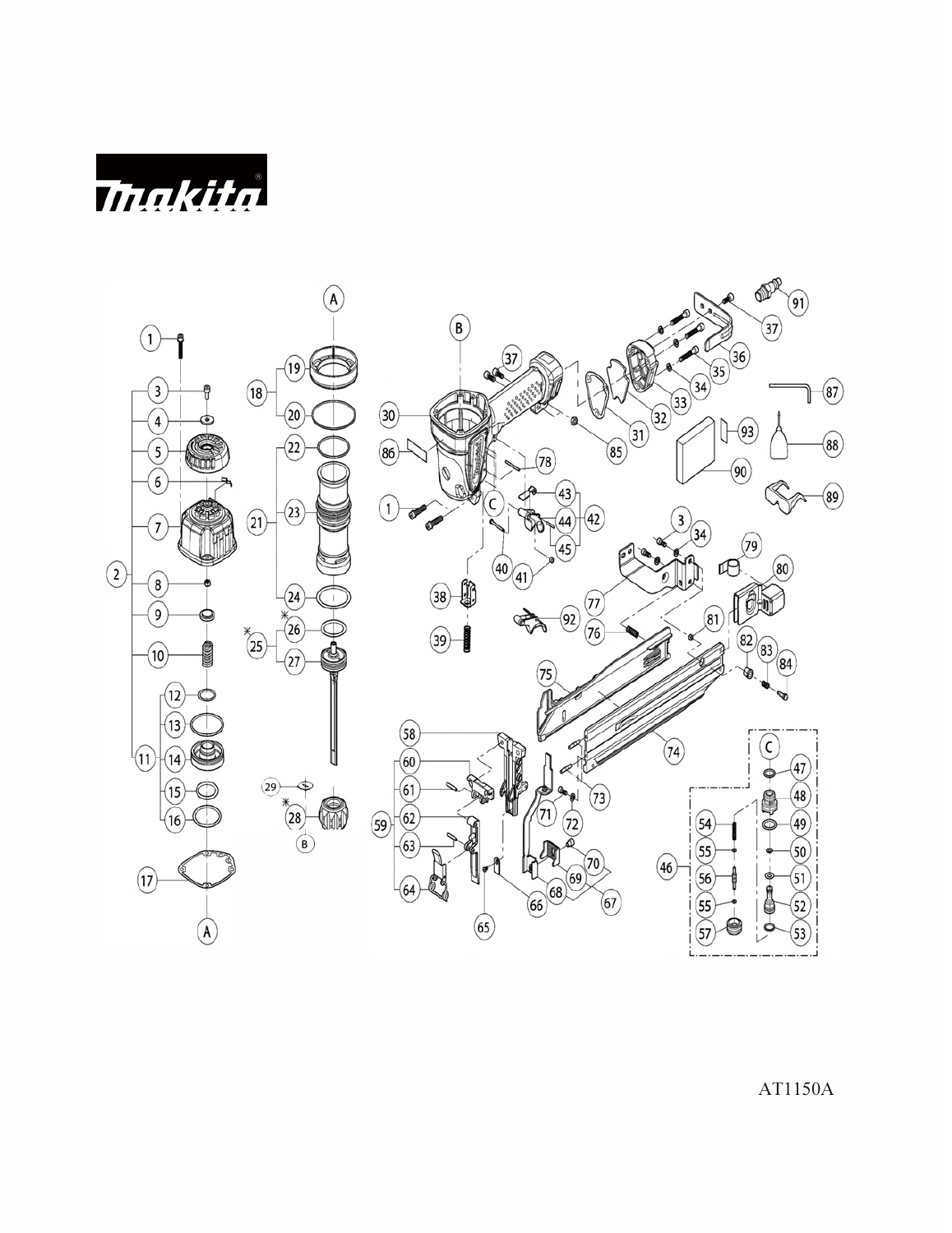makita

AT1150A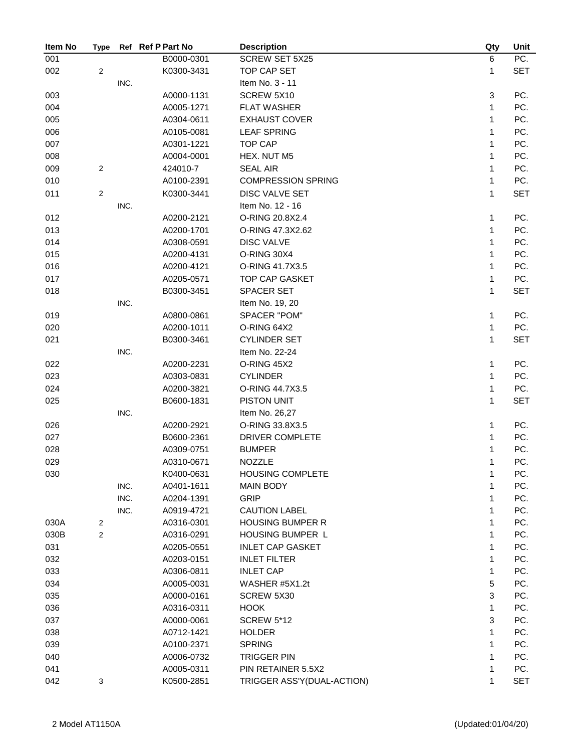| Item No | Type | Ref | Ref P Part No | Description | Qty | Unit |
|---|---|---|---|---|---|---|
| 001 | | | B0000-0301 | SCREW SET 5X25 | 6 | PC. |
| 002 | 2 | | K0300-3431 | TOP CAP SET | 1 | SET |
| | | INC. | | Item No. 3 - 11 | | |
| 003 | | | A0000-1131 | SCREW 5X10 | 3 | PC. |
| 004 | | | A0005-1271 | FLAT WASHER | 1 | PC. |
| 005 | | | A0304-0611 | EXHAUST COVER | 1 | PC. |
| 006 | | | A0105-0081 | LEAF SPRING | 1 | PC. |
| 007 | | | A0301-1221 | TOP CAP | 1 | PC. |
| 008 | | | A0004-0001 | HEX. NUT M5 | 1 | PC. |
| 009 | 2 | | 424010-7 | SEAL AIR | 1 | PC. |
| 010 | | | A0100-2391 | COMPRESSION SPRING | 1 | PC. |
| 011 | 2 | | K0300-3441 | DISC VALVE SET | 1 | SET |
| | | INC. | | Item No. 12 - 16 | | |
| 012 | | | A0200-2121 | O-RING 20.8X2.4 | 1 | PC. |
| 013 | | | A0200-1701 | O-RING 47.3X2.62 | 1 | PC. |
| 014 | | | A0308-0591 | DISC VALVE | 1 | PC. |
| 015 | | | A0200-4131 | O-RING 30X4 | 1 | PC. |
| 016 | | | A0200-4121 | O-RING 41.7X3.5 | 1 | PC. |
| 017 | | | A0205-0571 | TOP CAP GASKET | 1 | PC. |
| 018 | | | B0300-3451 | SPACER SET | 1 | SET |
| | | INC. | | Item No. 19, 20 | | |
| 019 | | | A0800-0861 | SPACER "POM" | 1 | PC. |
| 020 | | | A0200-1011 | O-RING 64X2 | 1 | PC. |
| 021 | | | B0300-3461 | CYLINDER SET | 1 | SET |
| | | INC. | | Item No. 22-24 | | |
| 022 | | | A0200-2231 | O-RING 45X2 | 1 | PC. |
| 023 | | | A0303-0831 | CYLINDER | 1 | PC. |
| 024 | | | A0200-3821 | O-RING 44.7X3.5 | 1 | PC. |
| 025 | | | B0600-1831 | PISTON UNIT | 1 | SET |
| | | INC. | | Item No. 26,27 | | |
| 026 | | | A0200-2921 | O-RING 33.8X3.5 | 1 | PC. |
| 027 | | | B0600-2361 | DRIVER COMPLETE | 1 | PC. |
| 028 | | | A0309-0751 | BUMPER | 1 | PC. |
| 029 | | | A0310-0671 | NOZZLE | 1 | PC. |
| 030 | | | K0400-0631 | HOUSING COMPLETE | 1 | PC. |
| | | INC. | A0401-1611 | MAIN BODY | 1 | PC. |
| | | INC. | A0204-1391 | GRIP | 1 | PC. |
| | | INC. | A0919-4721 | CAUTION LABEL | 1 | PC. |
| 030A | 2 | | A0316-0301 | HOUSING BUMPER R | 1 | PC. |
| 030B | 2 | | A0316-0291 | HOUSING BUMPER L | 1 | PC. |
| 031 | | | A0205-0551 | INLET CAP GASKET | 1 | PC. |
| 032 | | | A0203-0151 | INLET FILTER | 1 | PC. |
| 033 | | | A0306-0811 | INLET CAP | 1 | PC. |
| 034 | | | A0005-0031 | WASHER #5X1.2t | 5 | PC. |
| 035 | | | A0000-0161 | SCREW 5X30 | 3 | PC. |
| 036 | | | A0316-0311 | HOOK | 1 | PC. |
| 037 | | | A0000-0061 | SCREW 5*12 | 3 | PC. |
| 038 | | | A0712-1421 | HOLDER | 1 | PC. |
| 039 | | | A0100-2371 | SPRING | 1 | PC. |
| 040 | | | A0006-0732 | TRIGGER PIN | 1 | PC. |
| 041 | | | A0005-0311 | PIN RETAINER 5.5X2 | 1 | PC. |
| 042 | 3 | | K0500-2851 | TRIGGER ASS'Y(DUAL-ACTION) | 1 | SET |

2 Model AT1150A (Updated:01/04/20)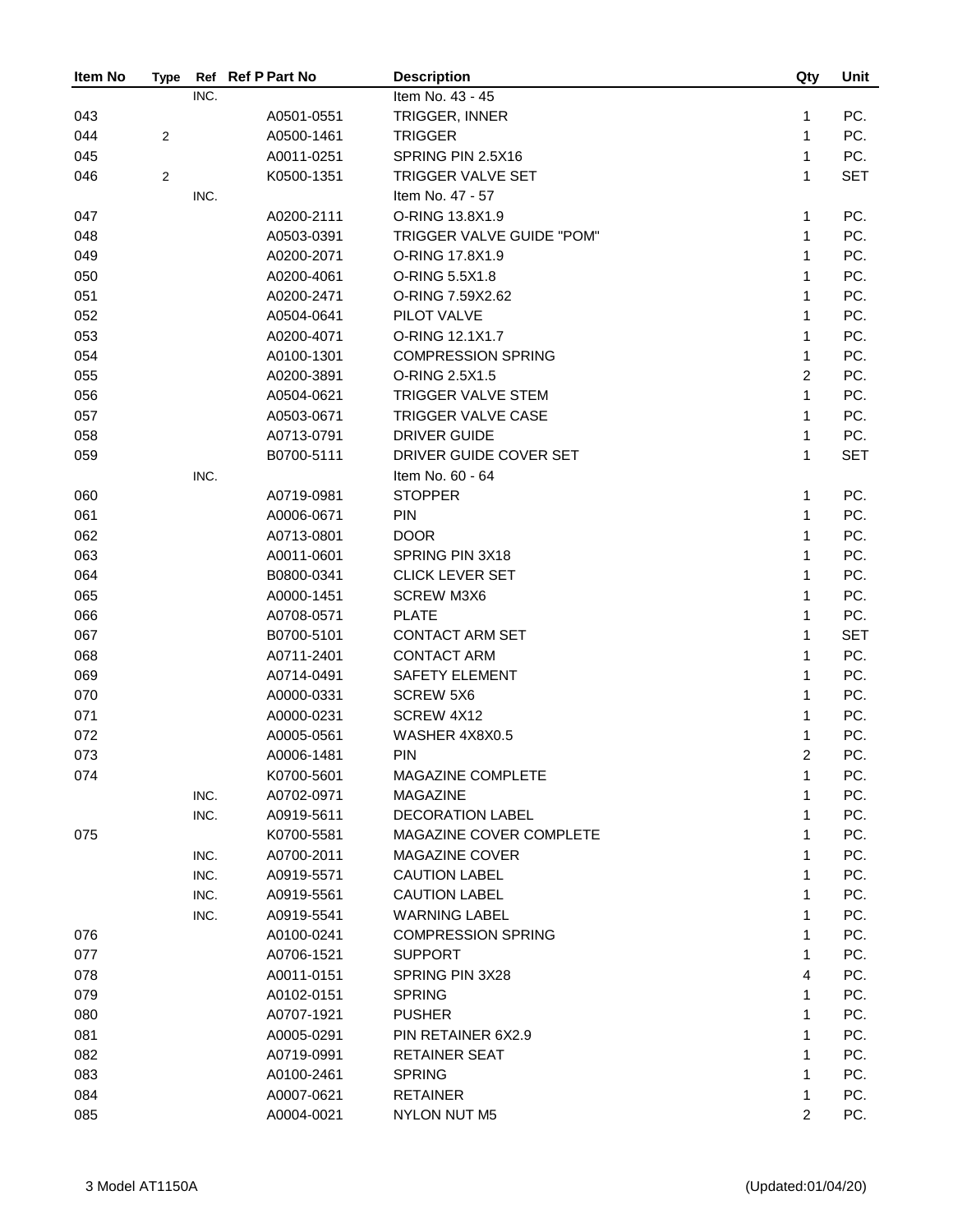| Item No | Type | Ref | Ref P | Part No | Description | Qty | Unit |
|---|---|---|---|---|---|---|---|
| | | INC. | | | Item No. 43 - 45 | | |
| 043 | | | | A0501-0551 | TRIGGER, INNER | 1 | PC. |
| 044 | 2 | | | A0500-1461 | TRIGGER | 1 | PC. |
| 045 | | | | A0011-0251 | SPRING PIN 2.5X16 | 1 | PC. |
| 046 | 2 | | | K0500-1351 | TRIGGER VALVE SET | 1 | SET |
| | | INC. | | | Item No. 47 - 57 | | |
| 047 | | | | A0200-2111 | O-RING 13.8X1.9 | 1 | PC. |
| 048 | | | | A0503-0391 | TRIGGER VALVE GUIDE "POM" | 1 | PC. |
| 049 | | | | A0200-2071 | O-RING 17.8X1.9 | 1 | PC. |
| 050 | | | | A0200-4061 | O-RING 5.5X1.8 | 1 | PC. |
| 051 | | | | A0200-2471 | O-RING 7.59X2.62 | 1 | PC. |
| 052 | | | | A0504-0641 | PILOT VALVE | 1 | PC. |
| 053 | | | | A0200-4071 | O-RING 12.1X1.7 | 1 | PC. |
| 054 | | | | A0100-1301 | COMPRESSION SPRING | 1 | PC. |
| 055 | | | | A0200-3891 | O-RING 2.5X1.5 | 2 | PC. |
| 056 | | | | A0504-0621 | TRIGGER VALVE STEM | 1 | PC. |
| 057 | | | | A0503-0671 | TRIGGER VALVE CASE | 1 | PC. |
| 058 | | | | A0713-0791 | DRIVER GUIDE | 1 | PC. |
| 059 | | | | B0700-5111 | DRIVER GUIDE COVER SET | 1 | SET |
| | | INC. | | | Item No. 60 - 64 | | |
| 060 | | | | A0719-0981 | STOPPER | 1 | PC. |
| 061 | | | | A0006-0671 | PIN | 1 | PC. |
| 062 | | | | A0713-0801 | DOOR | 1 | PC. |
| 063 | | | | A0011-0601 | SPRING PIN 3X18 | 1 | PC. |
| 064 | | | | B0800-0341 | CLICK LEVER SET | 1 | PC. |
| 065 | | | | A0000-1451 | SCREW M3X6 | 1 | PC. |
| 066 | | | | A0708-0571 | PLATE | 1 | PC. |
| 067 | | | | B0700-5101 | CONTACT ARM SET | 1 | SET |
| 068 | | | | A0711-2401 | CONTACT ARM | 1 | PC. |
| 069 | | | | A0714-0491 | SAFETY ELEMENT | 1 | PC. |
| 070 | | | | A0000-0331 | SCREW 5X6 | 1 | PC. |
| 071 | | | | A0000-0231 | SCREW 4X12 | 1 | PC. |
| 072 | | | | A0005-0561 | WASHER 4X8X0.5 | 1 | PC. |
| 073 | | | | A0006-1481 | PIN | 2 | PC. |
| 074 | | | | K0700-5601 | MAGAZINE COMPLETE | 1 | PC. |
| | | INC. | | A0702-0971 | MAGAZINE | 1 | PC. |
| | | INC. | | A0919-5611 | DECORATION LABEL | 1 | PC. |
| 075 | | | | K0700-5581 | MAGAZINE COVER COMPLETE | 1 | PC. |
| | | INC. | | A0700-2011 | MAGAZINE COVER | 1 | PC. |
| | | INC. | | A0919-5571 | CAUTION LABEL | 1 | PC. |
| | | INC. | | A0919-5561 | CAUTION LABEL | 1 | PC. |
| | | INC. | | A0919-5541 | WARNING LABEL | 1 | PC. |
| 076 | | | | A0100-0241 | COMPRESSION SPRING | 1 | PC. |
| 077 | | | | A0706-1521 | SUPPORT | 1 | PC. |
| 078 | | | | A0011-0151 | SPRING PIN 3X28 | 4 | PC. |
| 079 | | | | A0102-0151 | SPRING | 1 | PC. |
| 080 | | | | A0707-1921 | PUSHER | 1 | PC. |
| 081 | | | | A0005-0291 | PIN RETAINER 6X2.9 | 1 | PC. |
| 082 | | | | A0719-0991 | RETAINER SEAT | 1 | PC. |
| 083 | | | | A0100-2461 | SPRING | 1 | PC. |
| 084 | | | | A0007-0621 | RETAINER | 1 | PC. |
| 085 | | | | A0004-0021 | NYLON NUT M5 | 2 | PC. |

3 Model AT1150A (Updated:01/04/20)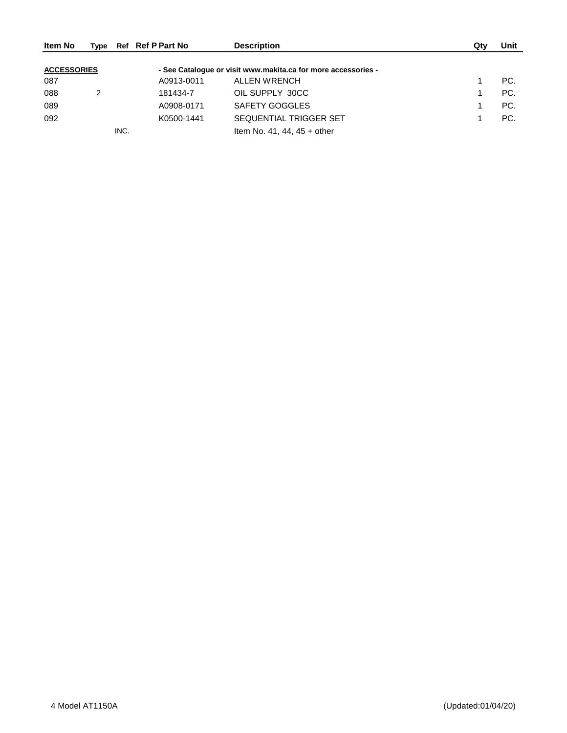| Item No | Type | Ref | Ref P Part No | Description | Qty | Unit |
|---|---|---|---|---|---|---|
| **ACCESSORIES** | | | | **- See Catalogue or visit www.makita.ca for more accessories -** | | |
| 087 | | | A0913-0011 | ALLEN WRENCH | 1 | PC. |
| 088 | 2 | | 181434-7 | OIL SUPPLY 30CC | 1 | PC. |
| 089 | | | A0908-0171 | SAFETY GOGGLES | 1 | PC. |
| 092 | | | K0500-1441 | SEQUENTIAL TRIGGER SET | 1 | PC. |
| | | INC. | | Item No. 41, 44, 45 + other | | |

4 Model AT1150A (Updated:01/04/20)